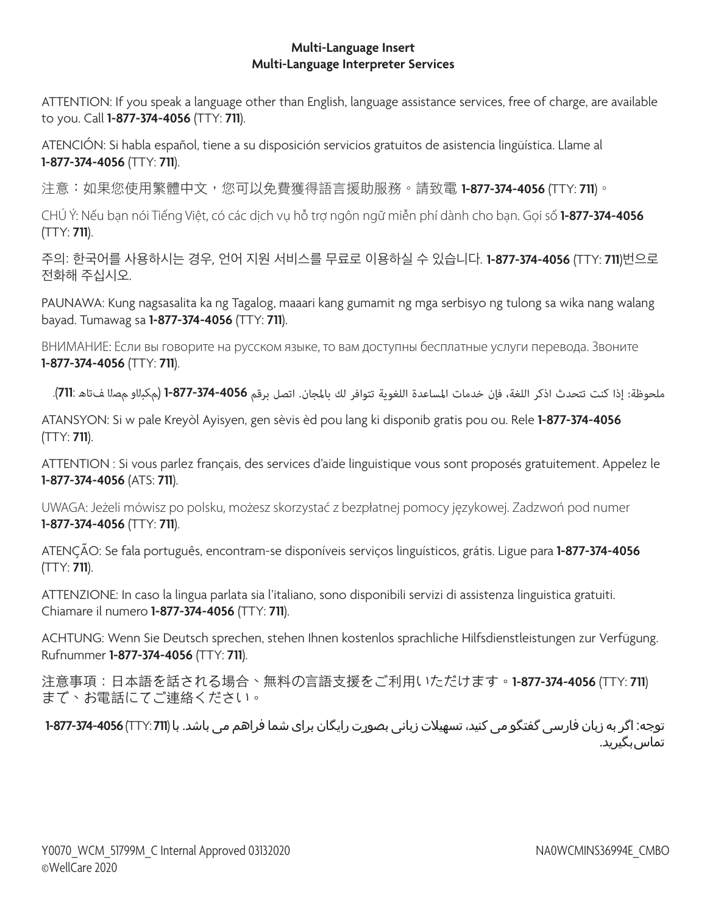**Multi-Language Insert**
**Multi-Language Interpreter Services**

ATTENTION: If you speak a language other than English, language assistance services, free of charge, are available to you. Call **1-877-374-4056** (TTY: **711**).

ATENCIÓN: Si habla español, tiene a su disposición servicios gratuitos de asistencia lingüística. Llame al **1-877-374-4056** (TTY: **711**).

注意：如果您使用繁體中文，您可以免費獲得語言援助服務。請致電 **1-877-374-4056** (TTY: **711**)。

CHÚ Ý: Nếu bạn nói Tiếng Việt, có các dịch vụ hỗ trợ ngôn ngữ miễn phí dành cho bạn. Gọi số **1-877-374-4056** (TTY: **711**).

주의: 한국어를 사용하시는 경우, 언어 지원 서비스를 무료로 이용하실 수 있습니다. **1-877-374-4056** (TTY: **711**)번으로 전화해 주십시오.

PAUNAWA: Kung nagsasalita ka ng Tagalog, maaari kang gumamit ng mga serbisyo ng tulong sa wika nang walang bayad. Tumawag sa **1-877-374-4056** (TTY: **711**).

ВНИМАНИЕ: Если вы говорите на русском языке, то вам доступны бесплатные услуги перевода. Звоните **1-877-374-4056** (TTY: **711**).

ملحوظة: إذا كنت تتحدث اذكر اللغة، فإن خدمات المساعدة اللغوية تتوافر لك بالمجان. اتصل برقم **1-877-374-4056** (رقم هاتف الصم والبكم: **711**).

ATANSYON: Si w pale Kreyòl Ayisyen, gen sèvis èd pou lang ki disponib gratis pou ou. Rele **1-877-374-4056** (TTY: **711**).

ATTENTION : Si vous parlez français, des services d'aide linguistique vous sont proposés gratuitement. Appelez le **1-877-374-4056** (ATS: **711**).

UWAGA: Jeżeli mówisz po polsku, możesz skorzystać z bezpłatnej pomocy językowej. Zadzwoń pod numer **1-877-374-4056** (TTY: **711**).

ATENÇÃO: Se fala português, encontram-se disponíveis serviços linguísticos, grátis. Ligue para **1-877-374-4056** (TTY: **711**).

ATTENZIONE: In caso la lingua parlata sia l'italiano, sono disponibili servizi di assistenza linguistica gratuiti. Chiamare il numero **1-877-374-4056** (TTY: **711**).

ACHTUNG: Wenn Sie Deutsch sprechen, stehen Ihnen kostenlos sprachliche Hilfsdienstleistungen zur Verfügung. Rufnummer **1-877-374-4056** (TTY: **711**).

注意事項：日本語を話される場合、無料の言語支援をご利用いただけます。**1-877-374-4056** (TTY: **711**) まで、お電話にてご連絡ください。

توجه: اگر به زبان فارسی گفتگو می کنید، تسهیلات زبانی بصورت رایگان برای شما فراهم می باشد. با (TTY: **711**) **1-877-374-4056** تماس بگیرید.

Y0070_WCM_51799M_C Internal Approved 03132020
©WellCare 2020

NA0WCMINS36994E_CMBO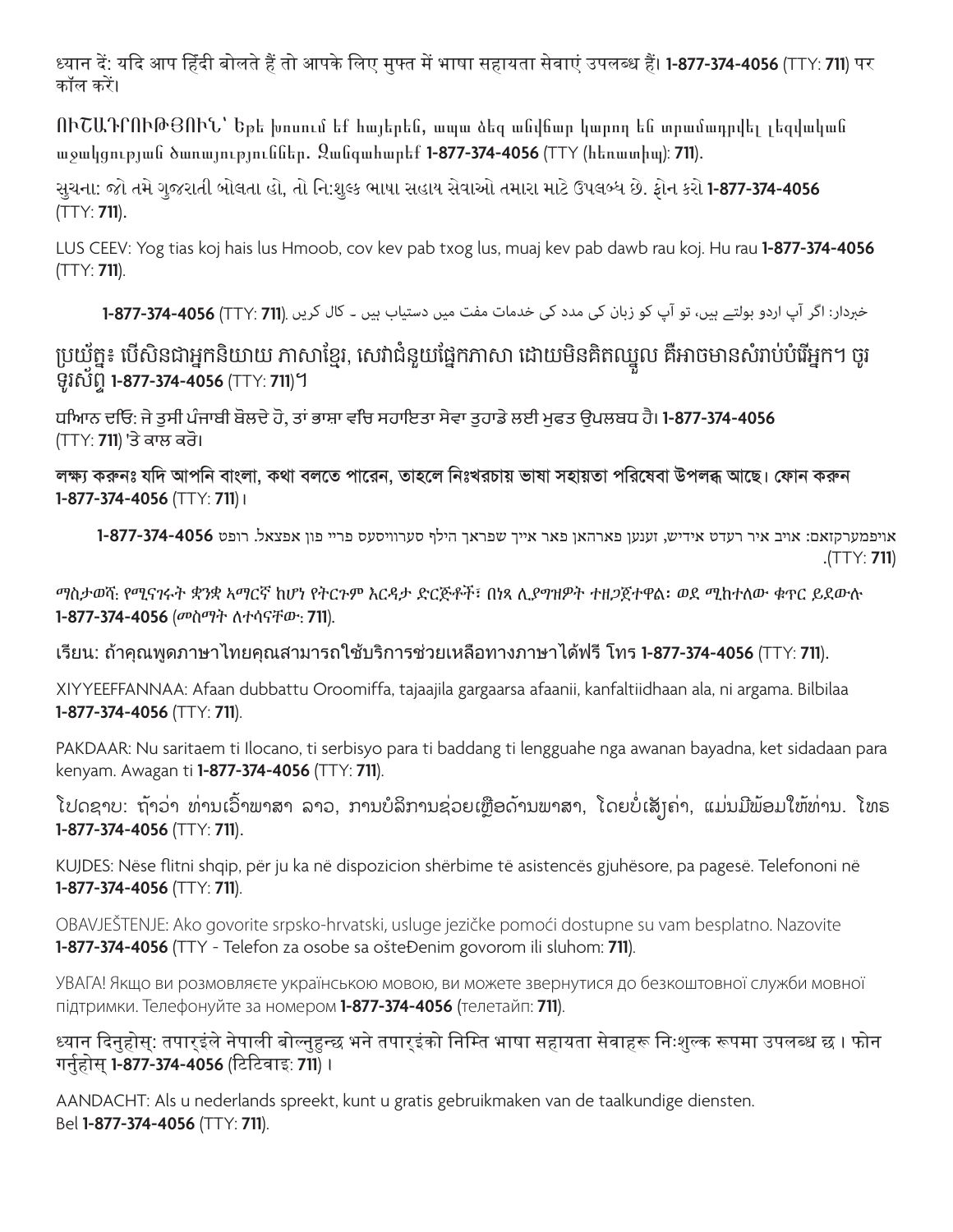ध्यान दें: यदि आप हिंदी बोलते हैं तो आपके लिए मुफ्त में भाषा सहायता सेवाएं उपलब्ध हैं। **1-877-374-4056** (TTY: **711**) पर कॉल करें।

ՈՒՇԱԴՐՈՒԹՅՈՒՆ՝ Եթե խոսում եք հայերեն, ապա ձեզ անվճար կարող են տրամադրվել լեզվական աջակցության ծառայություններ. Զանգահարեք **1-877-374-4056** (TTY (հեռատիպ): **711**).

સુચના: જો તમે ગુજરાતી બોલતા હો, તો નિ:શુલ્ક ભાષા સહાય સેવાઓ તમારા માટે ઉપલબ્ધ છે. ફોન કરો **1-877-374-4056** (TTY: **711**).

LUS CEEV: Yog tias koj hais lus Hmoob, cov kev pab txog lus, muaj kev pab dawb rau koj. Hu rau **1-877-374-4056** (TTY: **711**).

خبردار: اگر آپ اردو بولتے ہیں، تو آپ کو زبان کی مدد کی خدمات مفت میں دستیاب ہیں ۔ کال کریں **1-877-374-4056** (TTY: **711**).

ប្រយ័ត្ន៖ បើសិនជាអ្នកនិយាយ ភាសាខ្មែរ, សេវាជំនួយផ្នែកភាសា ដោយមិនគិតឈ្នួល គឺអាចមានសំរាប់បំរើអ្នក។ ចូរ ទូរស័ព្ទ **1-877-374-4056** (TTY: **711**)។

ਧਿਆਨ ਦਓਿ: ਜੇ ਤੁਸੀਂ ਪੰਜਾਬੀ ਬੋਲਦੇ ਹੋ, ਤਾਂ ਭਾਸ਼ਾ ਵਿੱਚ ਸਹਾਇਤਾ ਸੇਵਾ ਤੁਹਾਡੇ ਲਈ ਮੁਫਤ ਉਪਲਬਧ ਹੈ। **1-877-374-4056** (TTY: **711**) 'ਤੇ ਕਾਲ ਕਰੋ।

লক্ষ্য করুনঃ যদি আপনি বাংলা, কথা বলতে পারেন, তাহলে নিঃখরচায় ভাষা সহায়তা পরিষেবা উপলব্ধ আছে। ফোন করুন **1-877-374-4056** (TTY: **711**)।

אויפמערקזאם: אויב איר רעדט אידיש, זענען פארהאן פאר אייך שפראך הילף סערוויסעס פריי פון אפצאל. רופט **1-877-374-4056** (TTY: **711**).

*ማስታወሻ: የሚናገሩት ቋንቋ ኣማርኛ ከሆነ የትርጉም እርዳታ ድርጅቶች፣ በነጻ ሊያግዝዎት ተዘጋጀተዋል፡ ወደ ሚከተለው ቁጥር ይደውሉ* **1-877-374-4056** *(መስማት ለተሳናቸው:* **711***).*

เรียน: ถ้าคุณพูดภาษาไทยคุณสามารถใช้บริการช่วยเหลือทางภาษาได้ฟรี โทร **1-877-374-4056** (TTY: **711**).

XIYYEEFFANNAA: Afaan dubbattu Oroomiffa, tajaajila gargaarsa afaanii, kanfaltiidhaan ala, ni argama. Bilbilaa **1-877-374-4056** (TTY: **711**).

PAKDAAR: Nu saritaem ti Ilocano, ti serbisyo para ti baddang ti lengguahe nga awanan bayadna, ket sidadaan para kenyam. Awagan ti **1-877-374-4056** (TTY: **711**).

ໂປດຊາບ: ຖ້າວ່າ ທ່ານເວົ້າພາສາ ລາວ, ການບໍລິການຊ່ວຍເຫຼືອດ້ານພາສາ, ໂດຍບໍ່ເສັຽຄ່າ, ແມ່ນມີພ້ອມໃຫ້ທ່ານ. ໂທຣ **1-877-374-4056** (TTY: **711**).

KUJDES: Nëse flitni shqip, për ju ka në dispozicion shërbime të asistencës gjuhësore, pa pagesë. Telefononi në **1-877-374-4056** (TTY: **711**).

OBAVJEŠTENJE: Ako govorite srpsko-hrvatski, usluge jezičke pomoći dostupne su vam besplatno. Nazovite **1-877-374-4056** (TTY - Telefon za osobe sa ošteĐenim govorom ili sluhom: **711**).

УВАГА! Якщо ви розмовляєте українською мовою, ви можете звернутися до безкоштовної служби мовної підтримки. Телефонуйте за номером **1-877-374-4056** (телетайп: **711**).

ध्यान दिनुहोस्: तपार्इंले नेपाली बोल्नुहुन्छ भने तपार्इंको निम्ति भाषा सहायता सेवाहरू निःशुल्क रूपमा उपलब्ध छ । फोन गर्नुहोस् **1-877-374-4056** (टिटिवाइ: **711**) ।

AANDACHT: Als u nederlands spreekt, kunt u gratis gebruikmaken van de taalkundige diensten. Bel **1-877-374-4056** (TTY: **711**).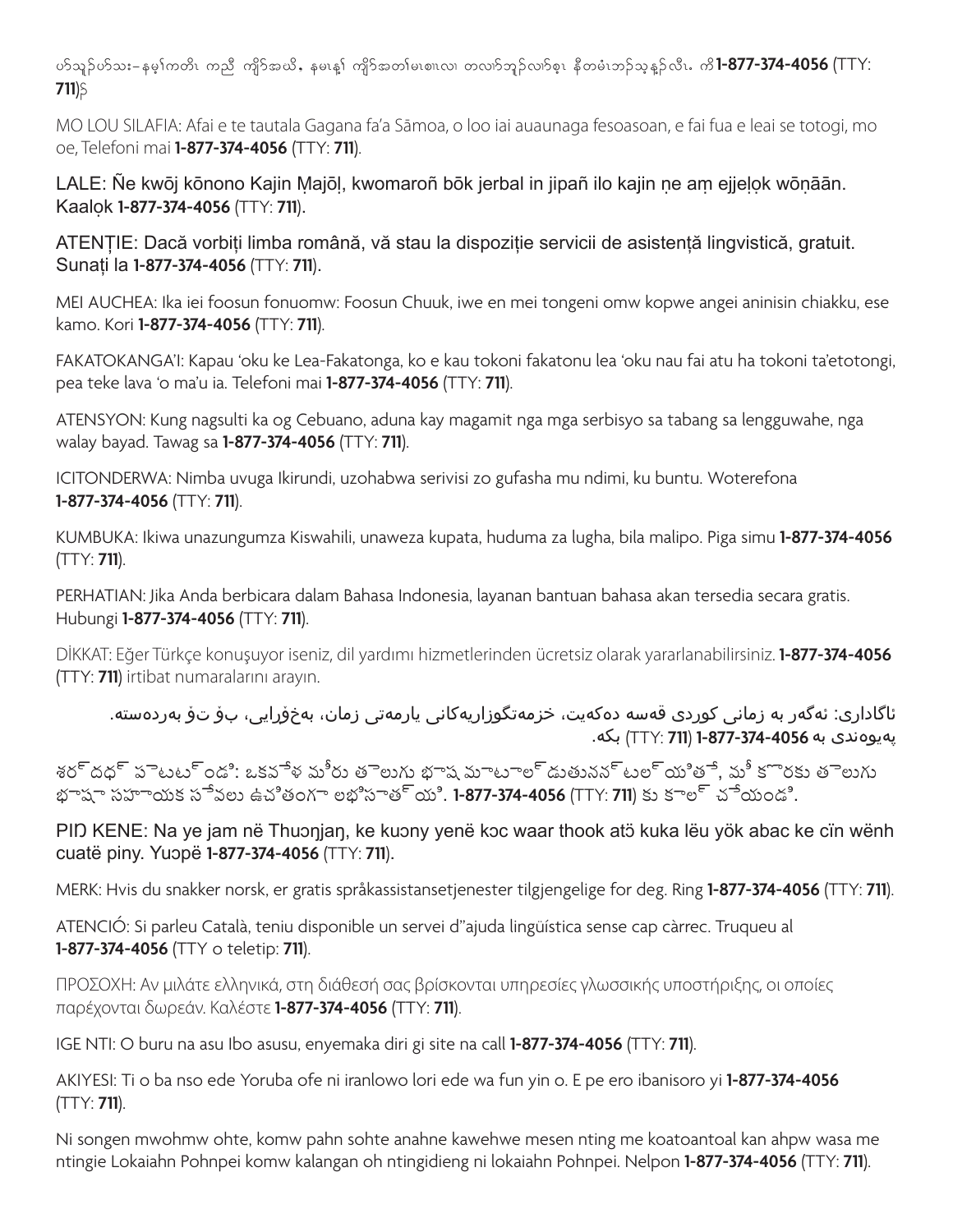ပာ်သူဉ်ပာ်သး–နမ့ၢ်ကတိၤ ကညီ ကျိာ်အယိ, နမၤန့ၢ် ကျိာ်အတၢ်မၤစၢၤလၢ တလၢာ်ဘူဉ်လၢာ်စ့ၤ နီတမံၤဘဉ်သ့နူဉ်လီၤ. ကိး **1-877-374-4056** (TTY: **711**)ဉ်

MO LOU SILAFIA: Afai e te tautala Gagana fa'a Sāmoa, o loo iai auaunaga fesoasoan, e fai fua e leai se totogi, mo oe, Telefoni mai **1-877-374-4056** (TTY: **711**).

LALE: Ñe kwōj kōnono Kajin Ṃajōḷ, kwomaroñ bōk jerbal in jipañ ilo kajin ṇe aṃ ejjeḷọk wōṇāān. Kaalọk **1-877-374-4056** (TTY: **711**).

ATENȚIE: Dacă vorbiți limba română, vă stau la dispoziție servicii de asistență lingvistică, gratuit. Sunați la **1-877-374-4056** (TTY: **711**).

MEI AUCHEA: Ika iei foosun fonuomw: Foosun Chuuk, iwe en mei tongeni omw kopwe angei aninisin chiakku, ese kamo. Kori **1-877-374-4056** (TTY: **711**).

FAKATOKANGA'I: Kapau 'oku ke Lea-Fakatonga, ko e kau tokoni fakatonu lea 'oku nau fai atu ha tokoni ta'etotongi, pea teke lava 'o ma'u ia. Telefoni mai **1-877-374-4056** (TTY: **711**).

ATENSYON: Kung nagsulti ka og Cebuano, aduna kay magamit nga mga serbisyo sa tabang sa lengguwahe, nga walay bayad. Tawag sa **1-877-374-4056** (TTY: **711**).

ICITONDERWA: Nimba uvuga Ikirundi, uzohabwa serivisi zo gufasha mu ndimi, ku buntu. Woterefona **1-877-374-4056** (TTY: **711**).

KUMBUKA: Ikiwa unazungumza Kiswahili, unaweza kupata, huduma za lugha, bila malipo. Piga simu **1-877-374-4056** (TTY: **711**).

PERHATIAN: Jika Anda berbicara dalam Bahasa Indonesia, layanan bantuan bahasa akan tersedia secara gratis. Hubungi **1-877-374-4056** (TTY: **711**).

DİKKAT: Eğer Türkçe konuşuyor iseniz, dil yardımı hizmetlerinden ücretsiz olarak yararlanabilirsiniz. **1-877-374-4056** (TTY: **711**) irtibat numaralarını arayın.

ئاگاداری: ئەگەر بە زمانی کوردی قسە دەکەیت، خزمەتگوزاریەکانی یارمەتی زمان، بەخۆرایی، بۆ تۆ بەردەستە. پەیوەندی بە **1-877-374-4056** (TTY: **711**) بکە.

శ్రద్ధ పెట్టండి: ఒకవేళ మీరు తెలుగు భాష మాట్లాడుతున్నట్లయితే, మీ కొరకు తెలుగు భాషా సహాయక సేవలు ఉచితంగా లభిస్తాయి. **1-877-374-4056** (TTY: **711**) కు కాల్ చేయండి.

PIŊ KENE: Na ye jam në Thuɔŋjaŋ, ke kuɔny yenë kɔc waar thook atö kuka lëu yök abac ke cïn wënh cuatë piny. Yuɔpë **1-877-374-4056** (TTY: **711**).

MERK: Hvis du snakker norsk, er gratis språkassistansetjenester tilgjengelige for deg. Ring **1-877-374-4056** (TTY: **711**).

ATENCIÓ: Si parleu Català, teniu disponible un servei d''ajuda lingüística sense cap càrrec. Truqueu al **1-877-374-4056** (TTY o teletip: **711**).

ΠΡΟΣΟΧΗ: Αν μιλάτε ελληνικά, στη διάθεσή σας βρίσκονται υπηρεσίες γλωσσικής υποστήριξης, οι οποίες παρέχονται δωρεάν. Καλέστε **1-877-374-4056** (TTY: **711**).

IGE NTI: O buru na asu Ibo asusu, enyemaka diri gi site na call **1-877-374-4056** (TTY: **711**).

AKIYESI: Ti o ba nso ede Yoruba ofe ni iranlowo lori ede wa fun yin o. E pe ero ibanisoro yi **1-877-374-4056** (TTY: **711**).

Ni songen mwohmw ohte, komw pahn sohte anahne kawehwe mesen nting me koatoantoal kan ahpw wasa me ntingie Lokaiahn Pohnpei komw kalangan oh ntingidieng ni lokaiahn Pohnpei. Nelpon **1-877-374-4056** (TTY: **711**).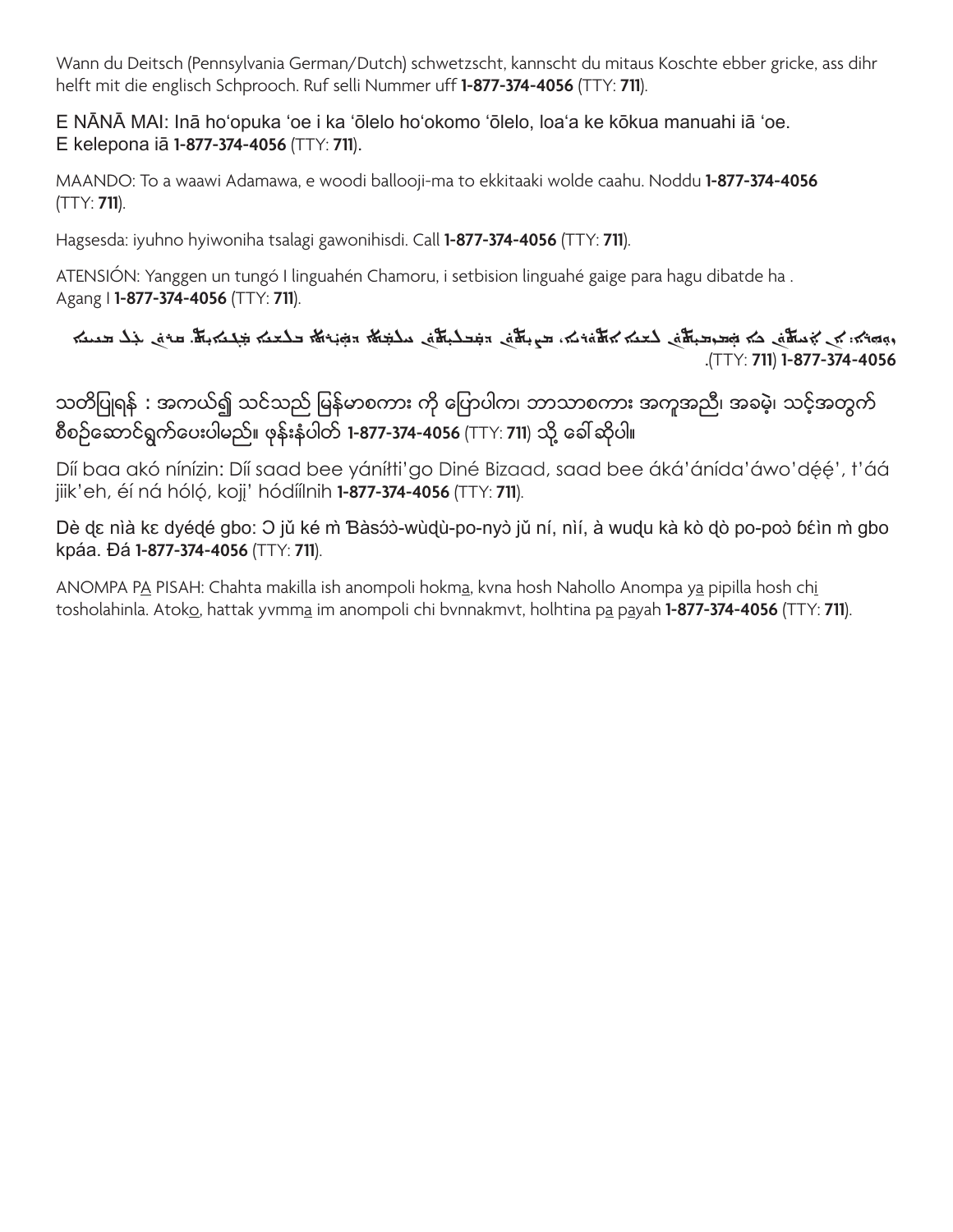Wann du Deitsch (Pennsylvania German/Dutch) schwetzscht, kannscht du mitaus Koschte ebber gricke, ass dihr helft mit die englisch Schprooch. Ruf selli Nummer uff **1-877-374-4056** (TTY: **711**).

E NĀNĀ MAI: Inā hoʻopuka ʻoe i ka ʻōlelo hoʻokomo ʻōlelo, loaʻa ke kōkua manuahi iā ʻoe. E kelepona iā **1-877-374-4056** (TTY: **711**).

MAANDO: To a waawi Adamawa, e woodi ballooji-ma to ekkitaaki wolde caahu. Noddu **1-877-374-4056** (TTY: **711**).

Hagsesda: iyuhno hyiwoniha tsalagi gawonihisdi. Call **1-877-374-4056** (TTY: **711**).

ATENSIÓN: Yanggen un tungó I linguahén Chamoru, i setbision linguahé gaige para hagu dibatde ha . Agang I **1-877-374-4056** (TTY: **711**).

ܙܘܗܪܐ: ܐܢ ܐܢܬ ܡܡܠܠܝܬ ܠܫܢܐ ܐܬܘܪܝܐ، ܬܫܡܫܝܬܐ ܕܗܝܪܐ ܕܠܫܢܐ ܡܓܢ ܡܨܝܐ ܕܗܘܝܐ ܠܟ. ܩܪܝ ܠ .(TTY: **711**) **1-877-374-4056**

သတိပြုရန် : အကယ်၍ သင်သည် မြန်မာစကား ကို ပြောပါက၊ ဘာသာစကား အကူအညီ၊ အခမဲ့၊ သင့်အတွက် စီစဉ်ဆောင်ရွက်ပေးပါမည်။ ဖုန်းနံပါတ် **1-877-374-4056** (TTY: **711**) သို့ ခေါ်ဆိုပါ။

Díí baa akó nínízin: Díí saad bee yáníłti'go Diné Bizaad, saad bee áká'ánída'áwo'déé', t'áá jiik'eh, éí ná hóló, kojį' hódíílnih **1-877-374-4056** (TTY: **711**).

Dè ɖɛ nìà kɛ dyéɖé gbo: Ɔ jǔ ké m̀ Ɓàsɔ́ɔ̀-wùɖù-po-nyɔ̀ jǔ ní, nìí, à wuɖu kà kò ɖò po-poɔ̀ ɓɛ́ìn m̀ gbo kpáa. Ɖá **1-877-374-4056** (TTY: **711**).

ANOMPA P<u>A</u> PISAH: Chahta makilla ish anompoli hokm<u>a</u>, kvna hosh Nahollo Anompa y<u>a</u> pipilla hosh ch<u>i</u> tosholahinla. Atok<u>o</u>, hattak yvmm<u>a</u> im anompoli chi bvnnakmvt, holhtina p<u>a</u> p<u>a</u>yah **1-877-374-4056** (TTY: **711**).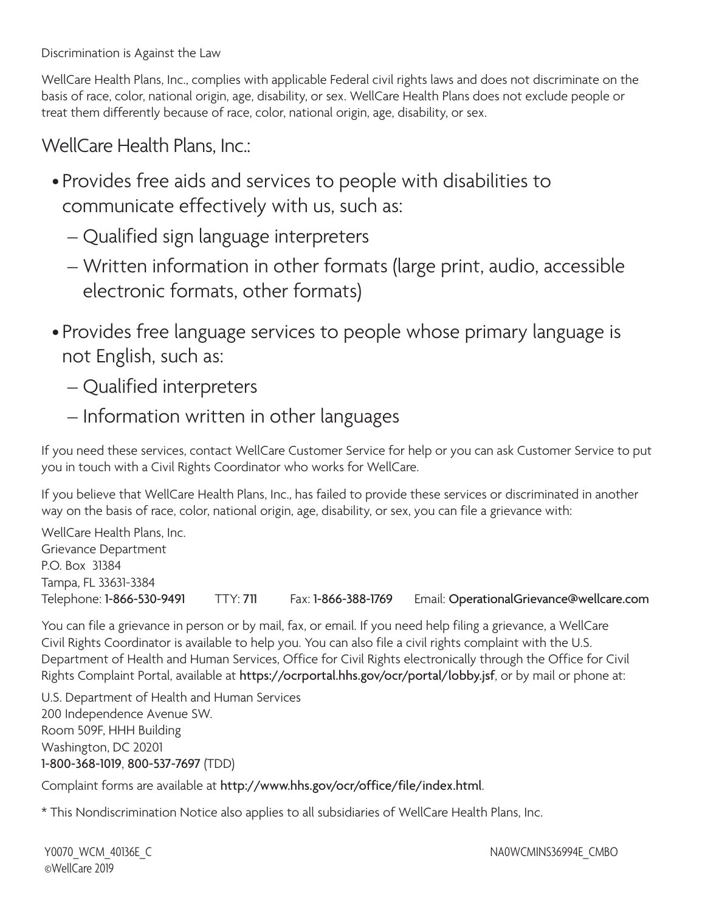Discrimination is Against the Law

WellCare Health Plans, Inc., complies with applicable Federal civil rights laws and does not discriminate on the basis of race, color, national origin, age, disability, or sex. WellCare Health Plans does not exclude people or treat them differently because of race, color, national origin, age, disability, or sex.

## WellCare Health Plans, Inc.:

- Provides free aids and services to people with disabilities to communicate effectively with us, such as:
  - Qualified sign language interpreters
  - Written information in other formats (large print, audio, accessible electronic formats, other formats)
- Provides free language services to people whose primary language is not English, such as:
  - Qualified interpreters
  - Information written in other languages

If you need these services, contact WellCare Customer Service for help or you can ask Customer Service to put you in touch with a Civil Rights Coordinator who works for WellCare.

If you believe that WellCare Health Plans, Inc., has failed to provide these services or discriminated in another way on the basis of race, color, national origin, age, disability, or sex, you can file a grievance with:

WellCare Health Plans, Inc.
Grievance Department
P.O. Box 31384
Tampa, FL 33631-3384
Telephone: **1-866-530-9491** TTY: **711** Fax: **1-866-388-1769** Email: **OperationalGrievance@wellcare.com**

You can file a grievance in person or by mail, fax, or email. If you need help filing a grievance, a WellCare Civil Rights Coordinator is available to help you. You can also file a civil rights complaint with the U.S. Department of Health and Human Services, Office for Civil Rights electronically through the Office for Civil Rights Complaint Portal, available at **https://ocrportal.hhs.gov/ocr/portal/lobby.jsf**, or by mail or phone at:

U.S. Department of Health and Human Services
200 Independence Avenue SW.
Room 509F, HHH Building
Washington, DC 20201
**1-800-368-1019**, **800-537-7697** (TDD)

Complaint forms are available at **http://www.hhs.gov/ocr/office/file/index.html**.

* This Nondiscrimination Notice also applies to all subsidiaries of WellCare Health Plans, Inc.

Y0070_WCM_40136E_C
©WellCare 2019

NA0WCMINS36994E_CMBO